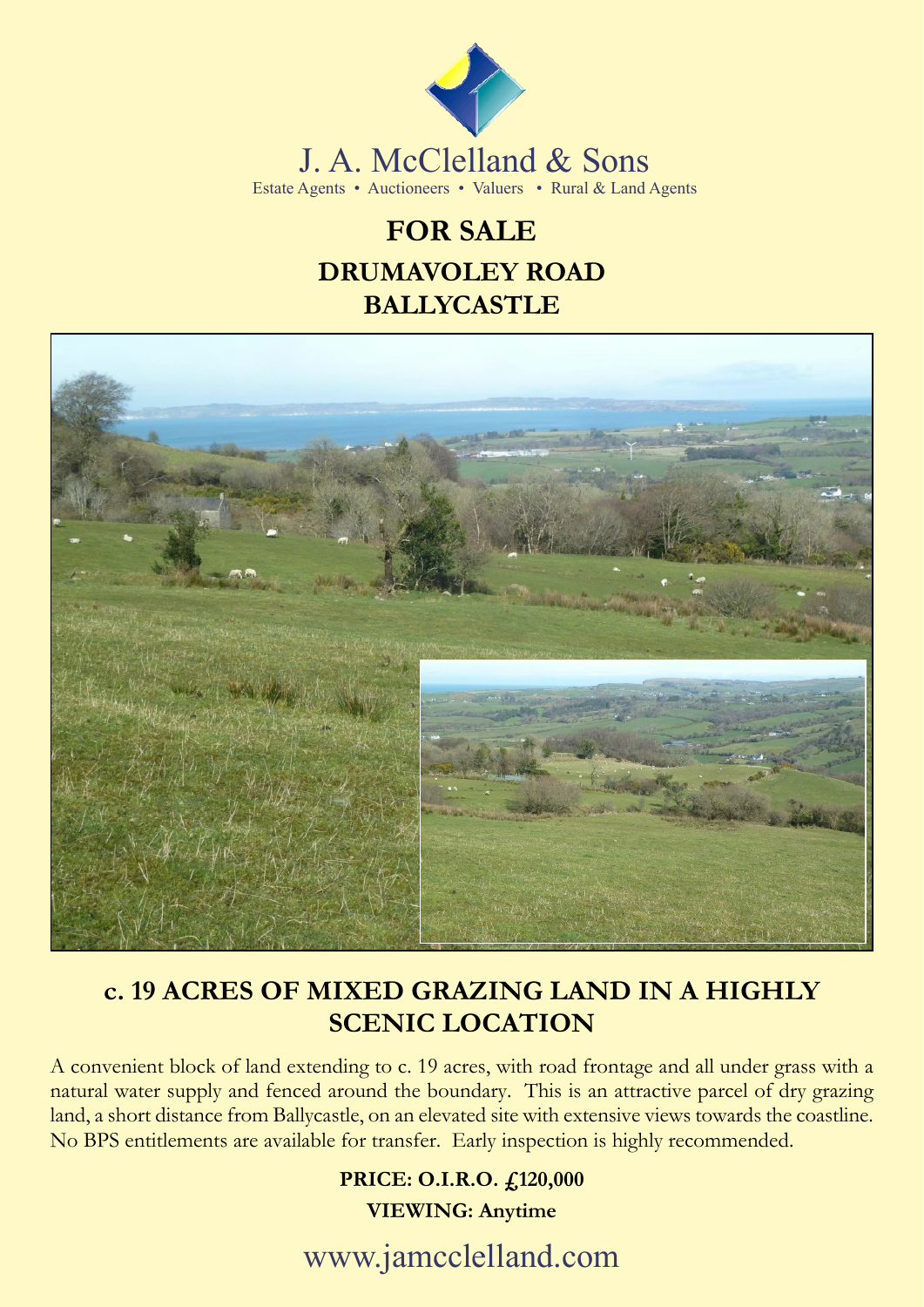J. A. McClelland & Sons

Estate Agents • Auctioneers • Valuers • Rural & Land Agents

# FOR SALE

## DRUMAVOLEY ROAD
## BALLYCASTLE

## c. 19 ACRES OF MIXED GRAZING LAND IN A HIGHLY SCENIC LOCATION

A convenient block of land extending to c. 19 acres, with road frontage and all under grass with a natural water supply and fenced around the boundary. This is an attractive parcel of dry grazing land, a short distance from Ballycastle, on an elevated site with extensive views towards the coastline. No BPS entitlements are available for transfer. Early inspection is highly recommended.

**PRICE: O.I.R.O. £120,000**

**VIEWING: Anytime**

www.jamcclelland.com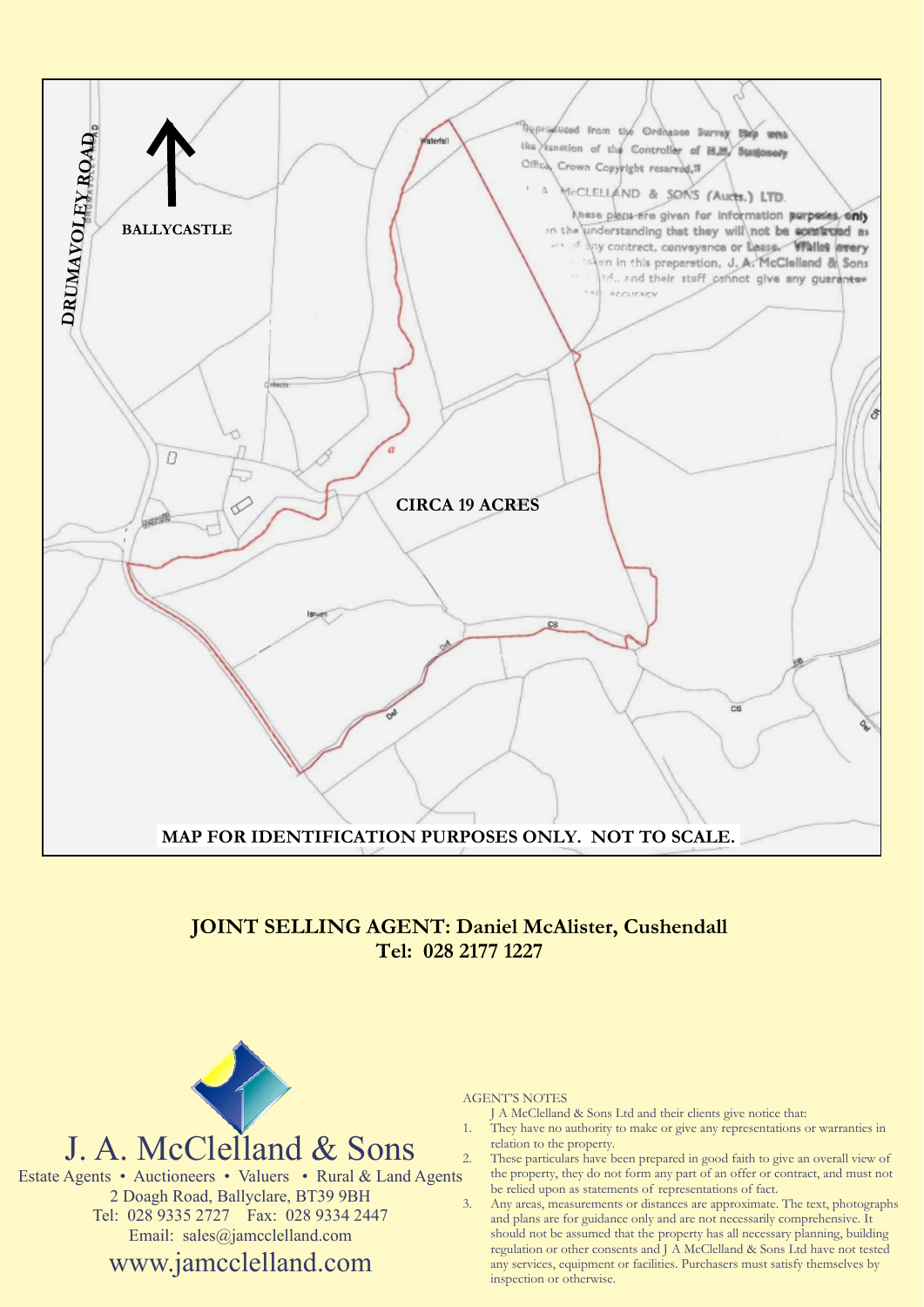DRUMAVOLEY ROAD

BALLYCASTLE

Reproduced from the Ordnance Survey Map with the sanction of the Controller of H.M. Stationery Office, Crown Copyright reserved.

J. A. McCLELLAND & SONS (Aucts.) LTD.

These plans are given for information purposes only on the understanding that they will not be construed as part of any contract, conveyance or Lease. Whilst every care is taken in this preparation, J. A. McClelland & Sons Ltd., and their staff cannot give any guarantee to accuracy.

CIRCA 19 ACRES

**MAP FOR IDENTIFICATION PURPOSES ONLY. NOT TO SCALE.**

**JOINT SELLING AGENT: Daniel McAlister, Cushendall**
**Tel: 028 2177 1227**

# J. A. McClelland & Sons

Estate Agents • Auctioneers • Valuers • Rural & Land Agents
2 Doagh Road, Ballyclare, BT39 9BH
Tel: 028 9335 2727 Fax: 028 9334 2447
Email: sales@jamcclelland.com
www.jamcclelland.com

AGENT'S NOTES

J A McClelland & Sons Ltd and their clients give notice that:

1. They have no authority to make or give any representations or warranties in relation to the property.
2. These particulars have been prepared in good faith to give an overall view of the property, they do not form any part of an offer or contract, and must not be relied upon as statements of representations of fact.
3. Any areas, measurements or distances are approximate. The text, photographs and plans are for guidance only and are not necessarily comprehensive. It should not be assumed that the property has all necessary planning, building regulation or other consents and J A McClelland & Sons Ltd have not tested any services, equipment or facilities. Purchasers must satisfy themselves by inspection or otherwise.